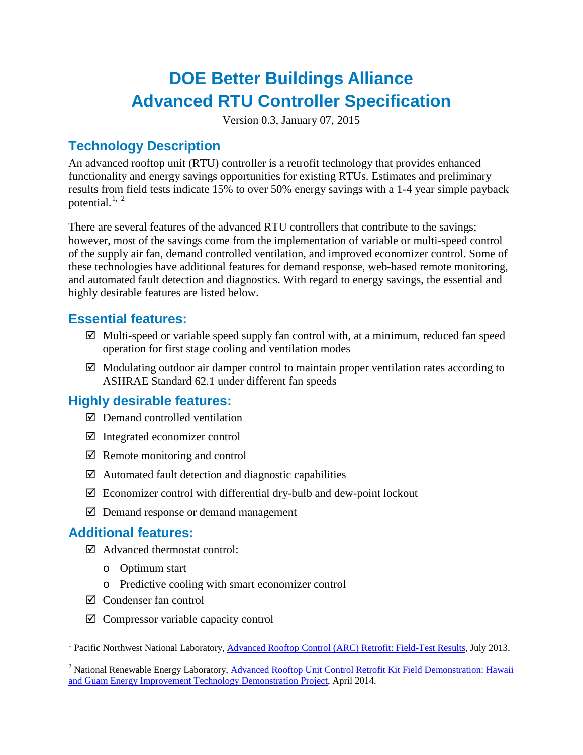# DOE Better Buildings Alliance
# Advanced RTU Controller Specification

Version 0.3, January 07, 2015

## Technology Description

An advanced rooftop unit (RTU) controller is a retrofit technology that provides enhanced functionality and energy savings opportunities for existing RTUs. Estimates and preliminary results from field tests indicate 15% to over 50% energy savings with a 1-4 year simple payback potential.[1, 2]

There are several features of the advanced RTU controllers that contribute to the savings; however, most of the savings come from the implementation of variable or multi-speed control of the supply air fan, demand controlled ventilation, and improved economizer control. Some of these technologies have additional features for demand response, web-based remote monitoring, and automated fault detection and diagnostics. With regard to energy savings, the essential and highly desirable features are listed below.

## Essential features:

- ☑ Multi-speed or variable speed supply fan control with, at a minimum, reduced fan speed operation for first stage cooling and ventilation modes
- ☑ Modulating outdoor air damper control to maintain proper ventilation rates according to ASHRAE Standard 62.1 under different fan speeds

## Highly desirable features:

- ☑ Demand controlled ventilation
- ☑ Integrated economizer control
- ☑ Remote monitoring and control
- ☑ Automated fault detection and diagnostic capabilities
- ☑ Economizer control with differential dry-bulb and dew-point lockout
- ☑ Demand response or demand management

## Additional features:

- ☑ Advanced thermostat control:
  - Optimum start
  - Predictive cooling with smart economizer control
- ☑ Condenser fan control
- ☑ Compressor variable capacity control

---

[1] Pacific Northwest National Laboratory, Advanced Rooftop Control (ARC) Retrofit: Field-Test Results, July 2013.

[2] National Renewable Energy Laboratory, Advanced Rooftop Unit Control Retrofit Kit Field Demonstration: Hawaii and Guam Energy Improvement Technology Demonstration Project, April 2014.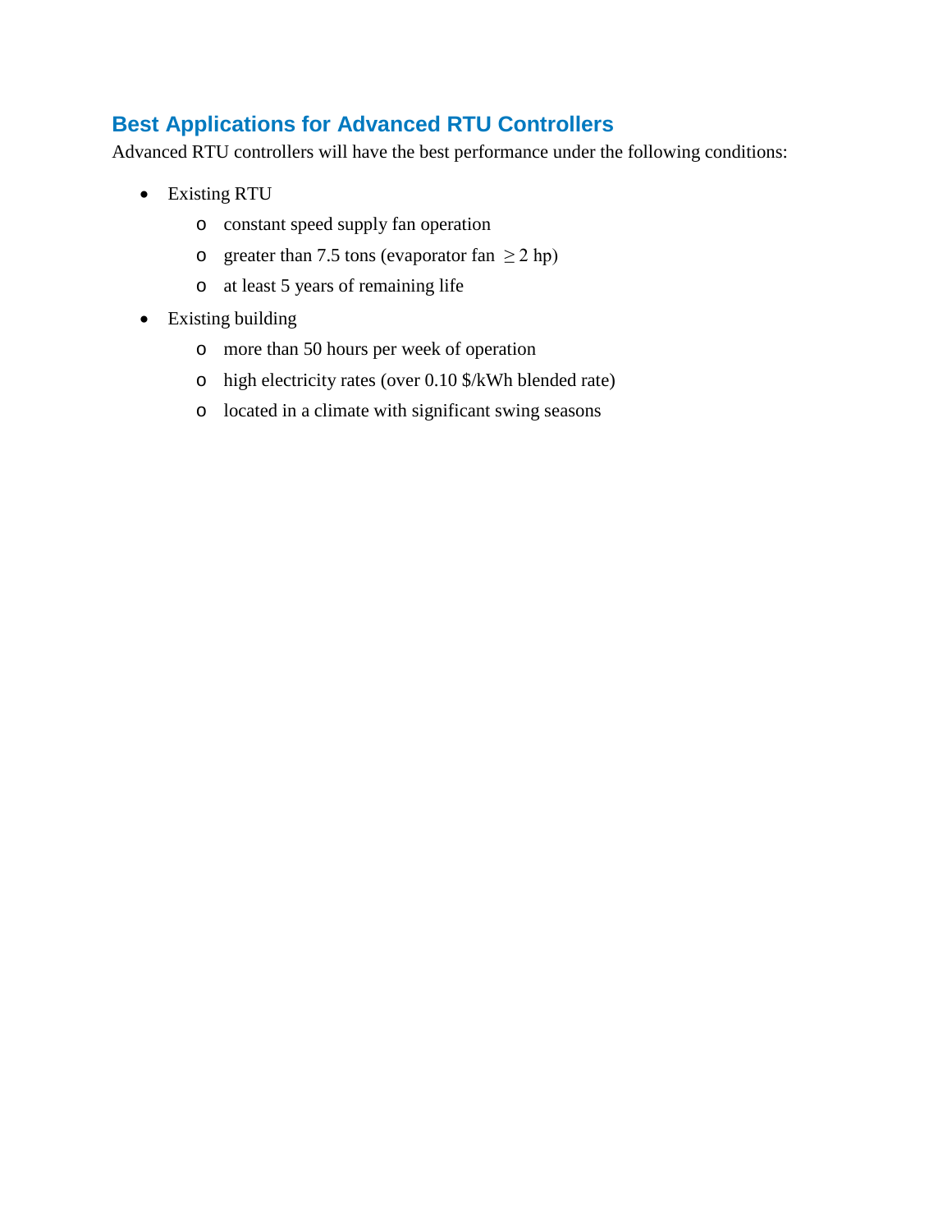## Best Applications for Advanced RTU Controllers

Advanced RTU controllers will have the best performance under the following conditions:

- Existing RTU
  - constant speed supply fan operation
  - greater than 7.5 tons (evaporator fan $\geq$ 2 hp)
  - at least 5 years of remaining life
- Existing building
  - more than 50 hours per week of operation
  - high electricity rates (over 0.10 $/kWh blended rate)
  - located in a climate with significant swing seasons